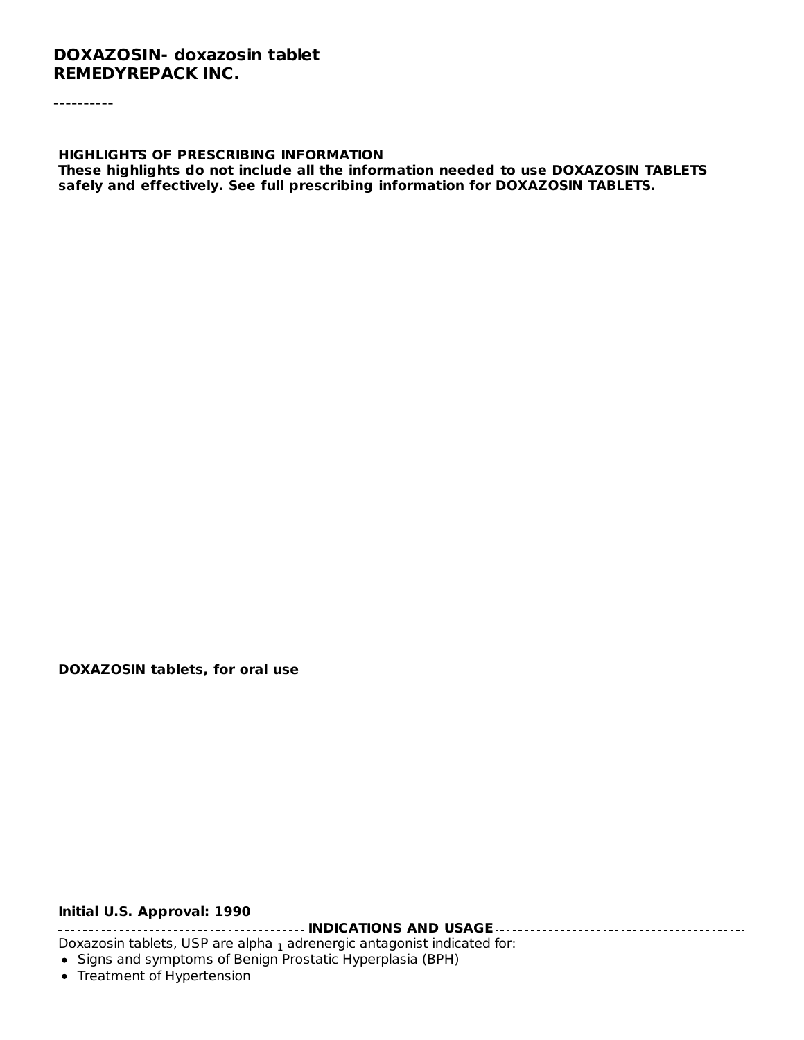**DOXAZOSIN- doxazosin tablet**
**REMEDYREPACK INC.**

----------

**HIGHLIGHTS OF PRESCRIBING INFORMATION**
**These highlights do not include all the information needed to use DOXAZOSIN TABLETS safely and effectively. See full prescribing information for DOXAZOSIN TABLETS.**

**DOXAZOSIN tablets, for oral use**

**Initial U.S. Approval: 1990**

**INDICATIONS AND USAGE**

Doxazosin tablets, USP are alpha $_1$ adrenergic antagonist indicated for:

- Signs and symptoms of Benign Prostatic Hyperplasia (BPH)
- Treatment of Hypertension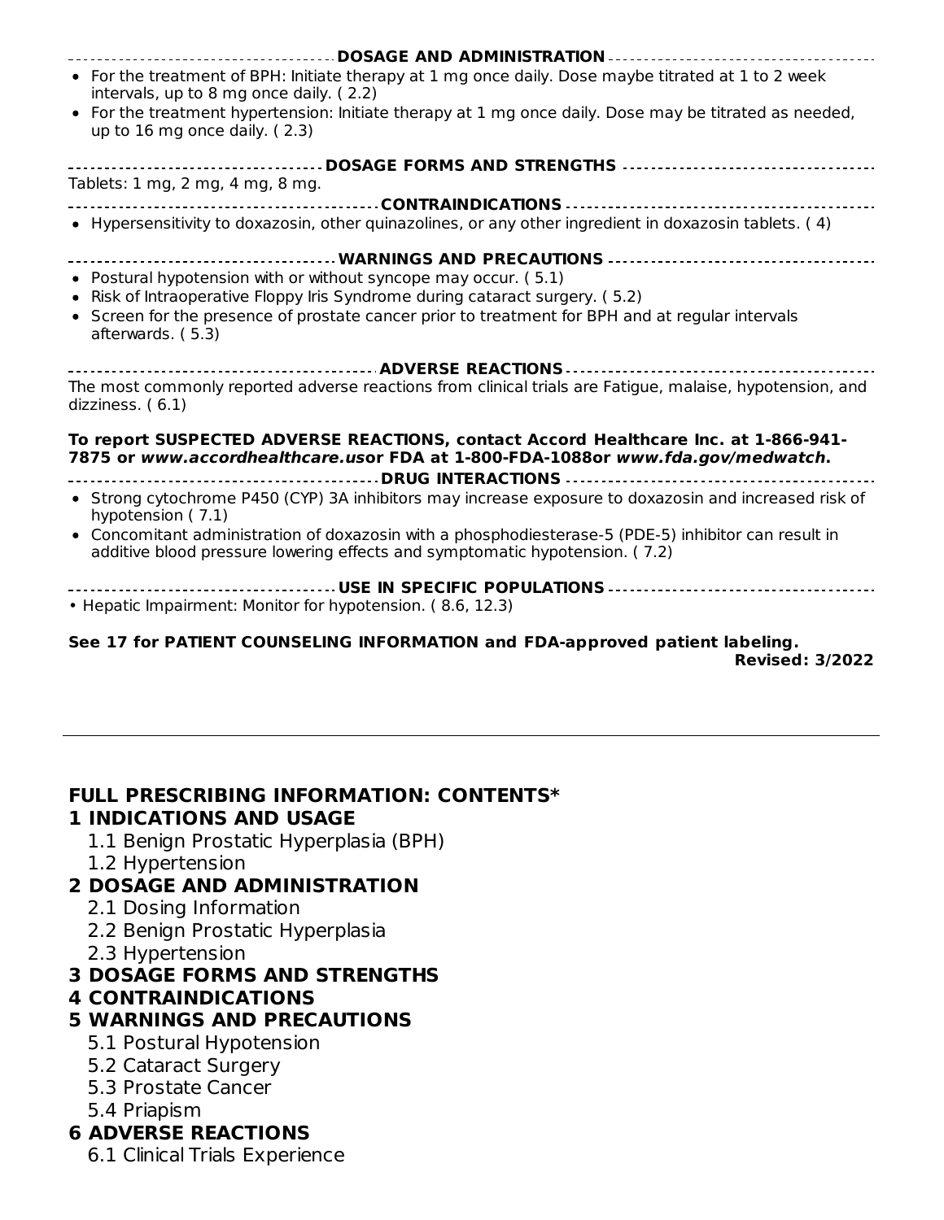## DOSAGE AND ADMINISTRATION

- For the treatment of BPH: Initiate therapy at 1 mg once daily. Dose maybe titrated at 1 to 2 week intervals, up to 8 mg once daily. ( 2.2)
- For the treatment hypertension: Initiate therapy at 1 mg once daily. Dose may be titrated as needed, up to 16 mg once daily. ( 2.3)

## DOSAGE FORMS AND STRENGTHS

Tablets: 1 mg, 2 mg, 4 mg, 8 mg.

## CONTRAINDICATIONS

- Hypersensitivity to doxazosin, other quinazolines, or any other ingredient in doxazosin tablets. ( 4)

## WARNINGS AND PRECAUTIONS

- Postural hypotension with or without syncope may occur. ( 5.1)
- Risk of Intraoperative Floppy Iris Syndrome during cataract surgery. ( 5.2)
- Screen for the presence of prostate cancer prior to treatment for BPH and at regular intervals afterwards. ( 5.3)

## ADVERSE REACTIONS

The most commonly reported adverse reactions from clinical trials are Fatigue, malaise, hypotension, and dizziness. ( 6.1)

**To report SUSPECTED ADVERSE REACTIONS, contact Accord Healthcare Inc. at 1-866-941-7875 or *www.accordhealthcare.us*or FDA at 1-800-FDA-1088or *www.fda.gov/medwatch*.**

## DRUG INTERACTIONS

- Strong cytochrome P450 (CYP) 3A inhibitors may increase exposure to doxazosin and increased risk of hypotension ( 7.1)
- Concomitant administration of doxazosin with a phosphodiesterase-5 (PDE-5) inhibitor can result in additive blood pressure lowering effects and symptomatic hypotension. ( 7.2)

## USE IN SPECIFIC POPULATIONS

- Hepatic Impairment: Monitor for hypotension. ( 8.6, 12.3)

**See 17 for PATIENT COUNSELING INFORMATION and FDA-approved patient labeling.**

**Revised: 3/2022**

---

# FULL PRESCRIBING INFORMATION: CONTENTS*

**1 INDICATIONS AND USAGE**
- 1.1 Benign Prostatic Hyperplasia (BPH)
- 1.2 Hypertension

**2 DOSAGE AND ADMINISTRATION**
- 2.1 Dosing Information
- 2.2 Benign Prostatic Hyperplasia
- 2.3 Hypertension

**3 DOSAGE FORMS AND STRENGTHS**

**4 CONTRAINDICATIONS**

**5 WARNINGS AND PRECAUTIONS**
- 5.1 Postural Hypotension
- 5.2 Cataract Surgery
- 5.3 Prostate Cancer
- 5.4 Priapism

**6 ADVERSE REACTIONS**
- 6.1 Clinical Trials Experience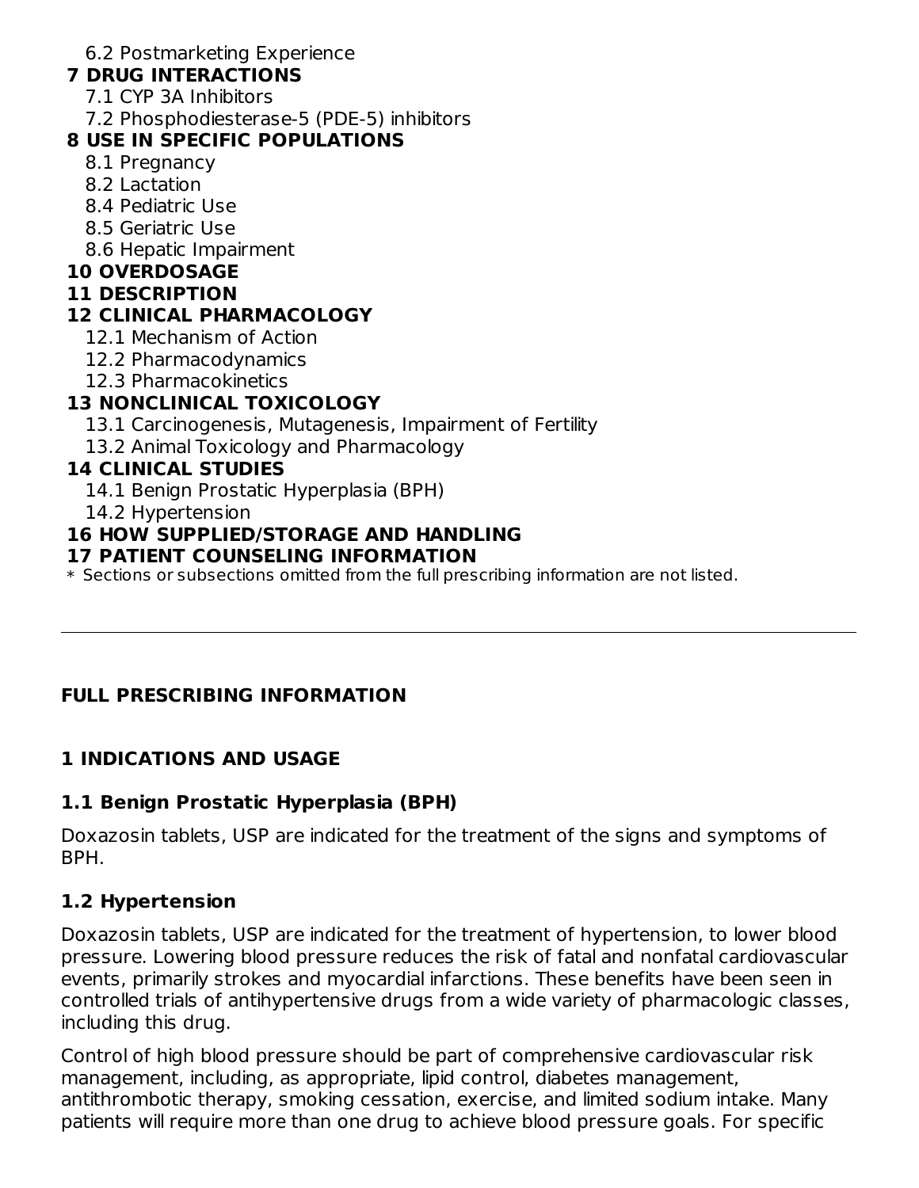6.2 Postmarketing Experience

**7 DRUG INTERACTIONS**

7.1 CYP 3A Inhibitors

7.2 Phosphodiesterase-5 (PDE-5) inhibitors

**8 USE IN SPECIFIC POPULATIONS**

8.1 Pregnancy

8.2 Lactation

8.4 Pediatric Use

8.5 Geriatric Use

8.6 Hepatic Impairment

**10 OVERDOSAGE**

**11 DESCRIPTION**

**12 CLINICAL PHARMACOLOGY**

12.1 Mechanism of Action

12.2 Pharmacodynamics

12.3 Pharmacokinetics

**13 NONCLINICAL TOXICOLOGY**

13.1 Carcinogenesis, Mutagenesis, Impairment of Fertility

13.2 Animal Toxicology and Pharmacology

**14 CLINICAL STUDIES**

14.1 Benign Prostatic Hyperplasia (BPH)

14.2 Hypertension

**16 HOW SUPPLIED/STORAGE AND HANDLING**

**17 PATIENT COUNSELING INFORMATION**

* Sections or subsections omitted from the full prescribing information are not listed.

---

## FULL PRESCRIBING INFORMATION

## 1 INDICATIONS AND USAGE

### 1.1 Benign Prostatic Hyperplasia (BPH)

Doxazosin tablets, USP are indicated for the treatment of the signs and symptoms of BPH.

### 1.2 Hypertension

Doxazosin tablets, USP are indicated for the treatment of hypertension, to lower blood pressure. Lowering blood pressure reduces the risk of fatal and nonfatal cardiovascular events, primarily strokes and myocardial infarctions. These benefits have been seen in controlled trials of antihypertensive drugs from a wide variety of pharmacologic classes, including this drug.

Control of high blood pressure should be part of comprehensive cardiovascular risk management, including, as appropriate, lipid control, diabetes management, antithrombotic therapy, smoking cessation, exercise, and limited sodium intake. Many patients will require more than one drug to achieve blood pressure goals. For specific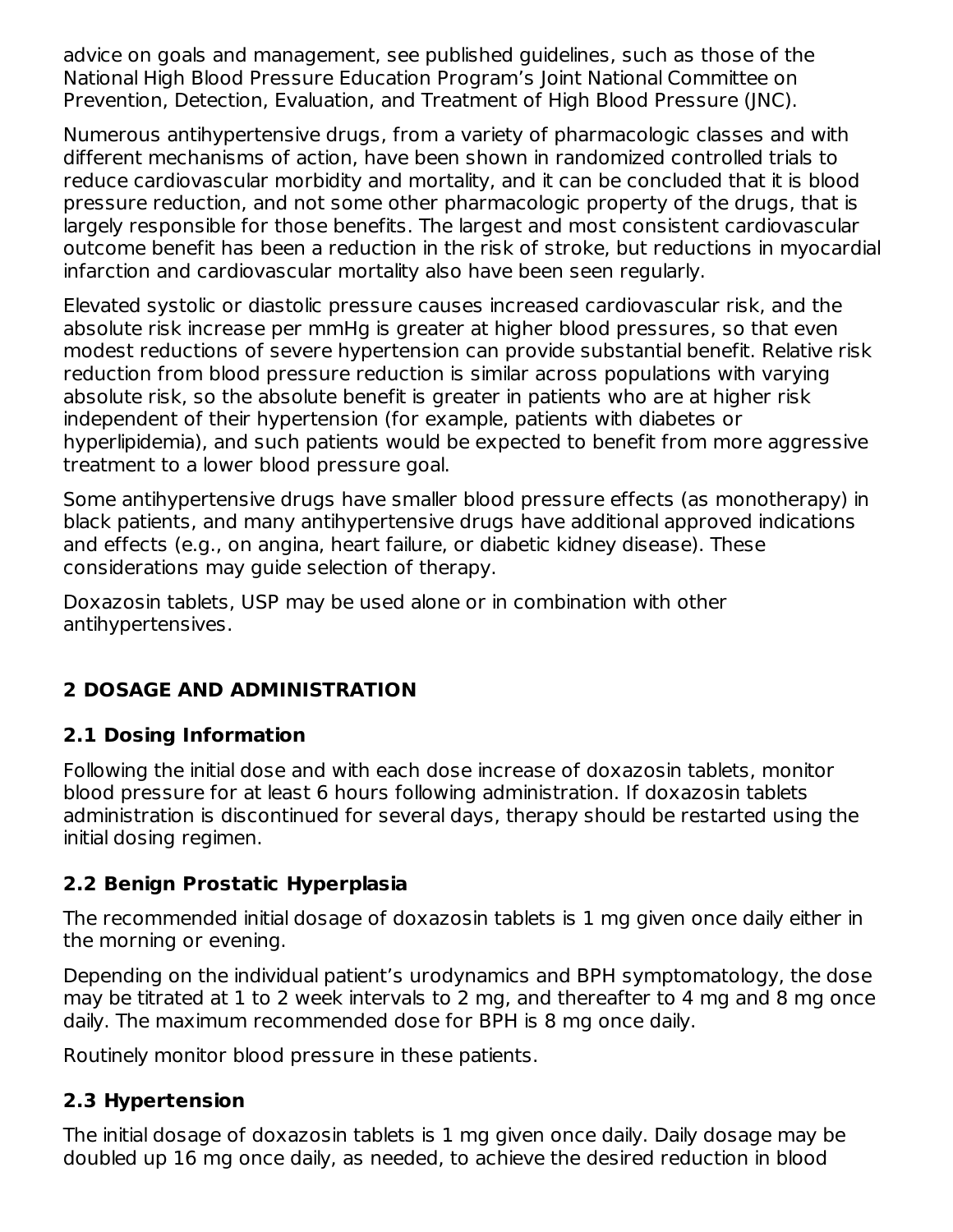advice on goals and management, see published guidelines, such as those of the National High Blood Pressure Education Program's Joint National Committee on Prevention, Detection, Evaluation, and Treatment of High Blood Pressure (JNC).

Numerous antihypertensive drugs, from a variety of pharmacologic classes and with different mechanisms of action, have been shown in randomized controlled trials to reduce cardiovascular morbidity and mortality, and it can be concluded that it is blood pressure reduction, and not some other pharmacologic property of the drugs, that is largely responsible for those benefits. The largest and most consistent cardiovascular outcome benefit has been a reduction in the risk of stroke, but reductions in myocardial infarction and cardiovascular mortality also have been seen regularly.

Elevated systolic or diastolic pressure causes increased cardiovascular risk, and the absolute risk increase per mmHg is greater at higher blood pressures, so that even modest reductions of severe hypertension can provide substantial benefit. Relative risk reduction from blood pressure reduction is similar across populations with varying absolute risk, so the absolute benefit is greater in patients who are at higher risk independent of their hypertension (for example, patients with diabetes or hyperlipidemia), and such patients would be expected to benefit from more aggressive treatment to a lower blood pressure goal.

Some antihypertensive drugs have smaller blood pressure effects (as monotherapy) in black patients, and many antihypertensive drugs have additional approved indications and effects (e.g., on angina, heart failure, or diabetic kidney disease). These considerations may guide selection of therapy.

Doxazosin tablets, USP may be used alone or in combination with other antihypertensives.

## 2 DOSAGE AND ADMINISTRATION

### 2.1 Dosing Information

Following the initial dose and with each dose increase of doxazosin tablets, monitor blood pressure for at least 6 hours following administration. If doxazosin tablets administration is discontinued for several days, therapy should be restarted using the initial dosing regimen.

### 2.2 Benign Prostatic Hyperplasia

The recommended initial dosage of doxazosin tablets is 1 mg given once daily either in the morning or evening.

Depending on the individual patient's urodynamics and BPH symptomatology, the dose may be titrated at 1 to 2 week intervals to 2 mg, and thereafter to 4 mg and 8 mg once daily. The maximum recommended dose for BPH is 8 mg once daily.

Routinely monitor blood pressure in these patients.

### 2.3 Hypertension

The initial dosage of doxazosin tablets is 1 mg given once daily. Daily dosage may be doubled up 16 mg once daily, as needed, to achieve the desired reduction in blood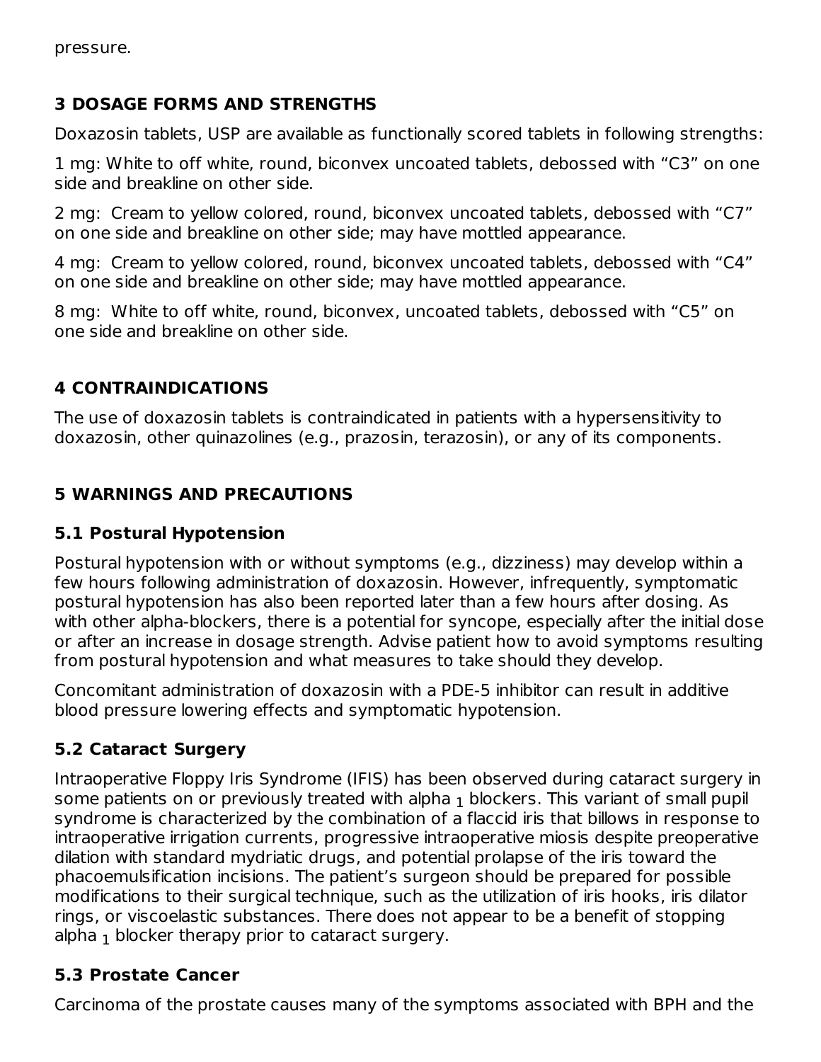pressure.

## 3 DOSAGE FORMS AND STRENGTHS

Doxazosin tablets, USP are available as functionally scored tablets in following strengths:

1 mg: White to off white, round, biconvex uncoated tablets, debossed with “C3” on one side and breakline on other side.

2 mg: Cream to yellow colored, round, biconvex uncoated tablets, debossed with “C7” on one side and breakline on other side; may have mottled appearance.

4 mg: Cream to yellow colored, round, biconvex uncoated tablets, debossed with “C4” on one side and breakline on other side; may have mottled appearance.

8 mg: White to off white, round, biconvex, uncoated tablets, debossed with “C5” on one side and breakline on other side.

## 4 CONTRAINDICATIONS

The use of doxazosin tablets is contraindicated in patients with a hypersensitivity to doxazosin, other quinazolines (e.g., prazosin, terazosin), or any of its components.

## 5 WARNINGS AND PRECAUTIONS

### 5.1 Postural Hypotension

Postural hypotension with or without symptoms (e.g., dizziness) may develop within a few hours following administration of doxazosin. However, infrequently, symptomatic postural hypotension has also been reported later than a few hours after dosing. As with other alpha-blockers, there is a potential for syncope, especially after the initial dose or after an increase in dosage strength. Advise patient how to avoid symptoms resulting from postural hypotension and what measures to take should they develop.

Concomitant administration of doxazosin with a PDE-5 inhibitor can result in additive blood pressure lowering effects and symptomatic hypotension.

### 5.2 Cataract Surgery

Intraoperative Floppy Iris Syndrome (IFIS) has been observed during cataract surgery in some patients on or previously treated with alpha $_1$ blockers. This variant of small pupil syndrome is characterized by the combination of a flaccid iris that billows in response to intraoperative irrigation currents, progressive intraoperative miosis despite preoperative dilation with standard mydriatic drugs, and potential prolapse of the iris toward the phacoemulsification incisions. The patient’s surgeon should be prepared for possible modifications to their surgical technique, such as the utilization of iris hooks, iris dilator rings, or viscoelastic substances. There does not appear to be a benefit of stopping alpha $_1$ blocker therapy prior to cataract surgery.

### 5.3 Prostate Cancer

Carcinoma of the prostate causes many of the symptoms associated with BPH and the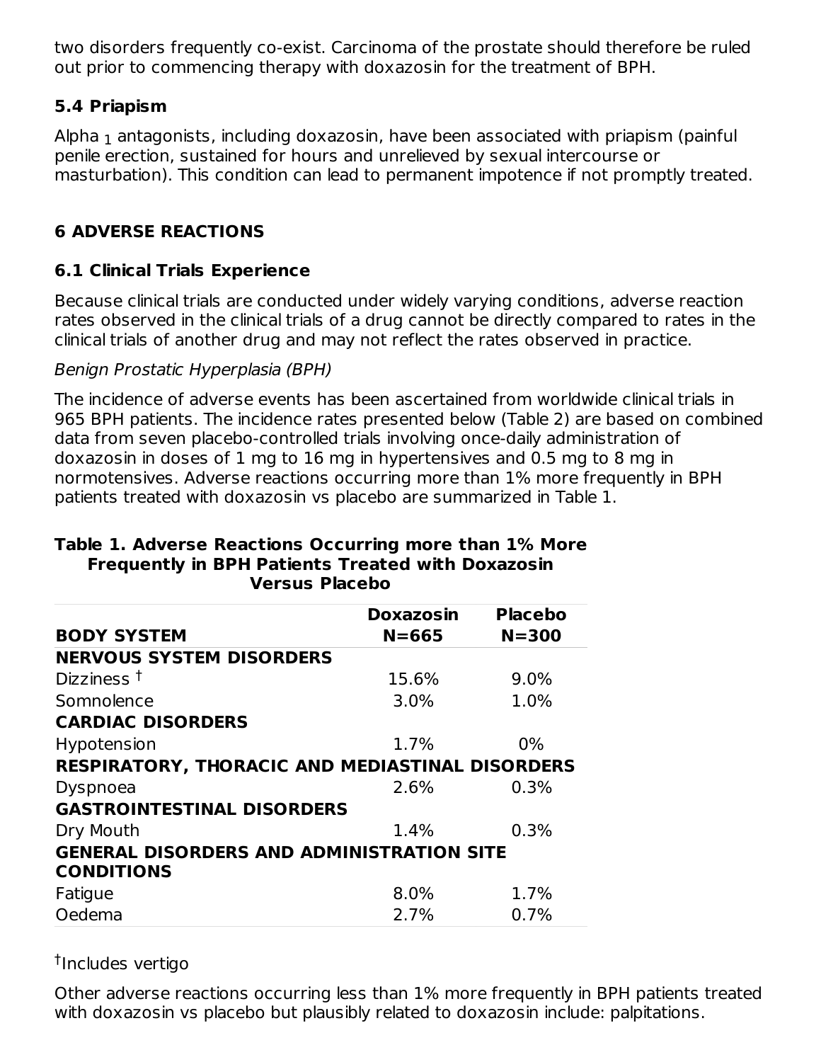two disorders frequently co-exist. Carcinoma of the prostate should therefore be ruled out prior to commencing therapy with doxazosin for the treatment of BPH.

### 5.4 Priapism

Alpha $_1$ antagonists, including doxazosin, have been associated with priapism (painful penile erection, sustained for hours and unrelieved by sexual intercourse or masturbation). This condition can lead to permanent impotence if not promptly treated.

## 6 ADVERSE REACTIONS

### 6.1 Clinical Trials Experience

Because clinical trials are conducted under widely varying conditions, adverse reaction rates observed in the clinical trials of a drug cannot be directly compared to rates in the clinical trials of another drug and may not reflect the rates observed in practice.

*Benign Prostatic Hyperplasia (BPH)*

The incidence of adverse events has been ascertained from worldwide clinical trials in 965 BPH patients. The incidence rates presented below (Table 2) are based on combined data from seven placebo-controlled trials involving once-daily administration of doxazosin in doses of 1 mg to 16 mg in hypertensives and 0.5 mg to 8 mg in normotensives. Adverse reactions occurring more than 1% more frequently in BPH patients treated with doxazosin vs placebo are summarized in Table 1.

**Table 1. Adverse Reactions Occurring more than 1% More Frequently in BPH Patients Treated with Doxazosin Versus Placebo**

| BODY SYSTEM | Doxazosin N=665 | Placebo N=300 |
|---|---|---|
| **NERVOUS SYSTEM DISORDERS** | | |
| Dizziness † | 15.6% | 9.0% |
| Somnolence | 3.0% | 1.0% |
| **CARDIAC DISORDERS** | | |
| Hypotension | 1.7% | 0% |
| **RESPIRATORY, THORACIC AND MEDIASTINAL DISORDERS** | | |
| Dyspnoea | 2.6% | 0.3% |
| **GASTROINTESTINAL DISORDERS** | | |
| Dry Mouth | 1.4% | 0.3% |
| **GENERAL DISORDERS AND ADMINISTRATION SITE CONDITIONS** | | |
| Fatigue | 8.0% | 1.7% |
| Oedema | 2.7% | 0.7% |

†Includes vertigo

Other adverse reactions occurring less than 1% more frequently in BPH patients treated with doxazosin vs placebo but plausibly related to doxazosin include: palpitations.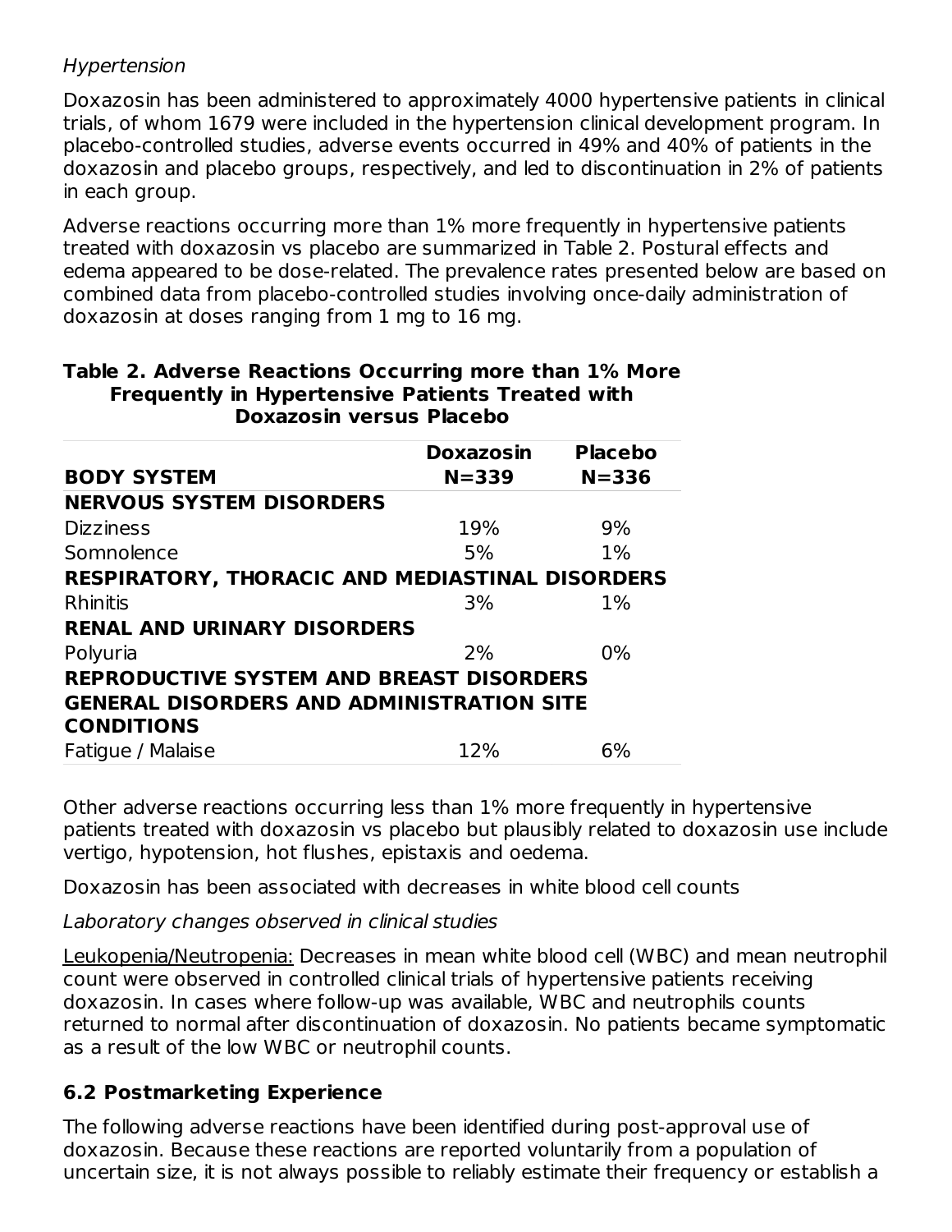*Hypertension*

Doxazosin has been administered to approximately 4000 hypertensive patients in clinical trials, of whom 1679 were included in the hypertension clinical development program. In placebo-controlled studies, adverse events occurred in 49% and 40% of patients in the doxazosin and placebo groups, respectively, and led to discontinuation in 2% of patients in each group.

Adverse reactions occurring more than 1% more frequently in hypertensive patients treated with doxazosin vs placebo are summarized in Table 2. Postural effects and edema appeared to be dose-related. The prevalence rates presented below are based on combined data from placebo-controlled studies involving once-daily administration of doxazosin at doses ranging from 1 mg to 16 mg.

**Table 2. Adverse Reactions Occurring more than 1% More Frequently in Hypertensive Patients Treated with Doxazosin versus Placebo**

| BODY SYSTEM | Doxazosin N=339 | Placebo N=336 |
|---|---|---|
| **NERVOUS SYSTEM DISORDERS** | | |
| Dizziness | 19% | 9% |
| Somnolence | 5% | 1% |
| **RESPIRATORY, THORACIC AND MEDIASTINAL DISORDERS** | | |
| Rhinitis | 3% | 1% |
| **RENAL AND URINARY DISORDERS** | | |
| Polyuria | 2% | 0% |
| **REPRODUCTIVE SYSTEM AND BREAST DISORDERS** | | |
| **GENERAL DISORDERS AND ADMINISTRATION SITE CONDITIONS** | | |
| Fatigue / Malaise | 12% | 6% |

Other adverse reactions occurring less than 1% more frequently in hypertensive patients treated with doxazosin vs placebo but plausibly related to doxazosin use include vertigo, hypotension, hot flushes, epistaxis and oedema.

Doxazosin has been associated with decreases in white blood cell counts

*Laboratory changes observed in clinical studies*

Leukopenia/Neutropenia: Decreases in mean white blood cell (WBC) and mean neutrophil count were observed in controlled clinical trials of hypertensive patients receiving doxazosin. In cases where follow-up was available, WBC and neutrophils counts returned to normal after discontinuation of doxazosin. No patients became symptomatic as a result of the low WBC or neutrophil counts.

## 6.2 Postmarketing Experience

The following adverse reactions have been identified during post-approval use of doxazosin. Because these reactions are reported voluntarily from a population of uncertain size, it is not always possible to reliably estimate their frequency or establish a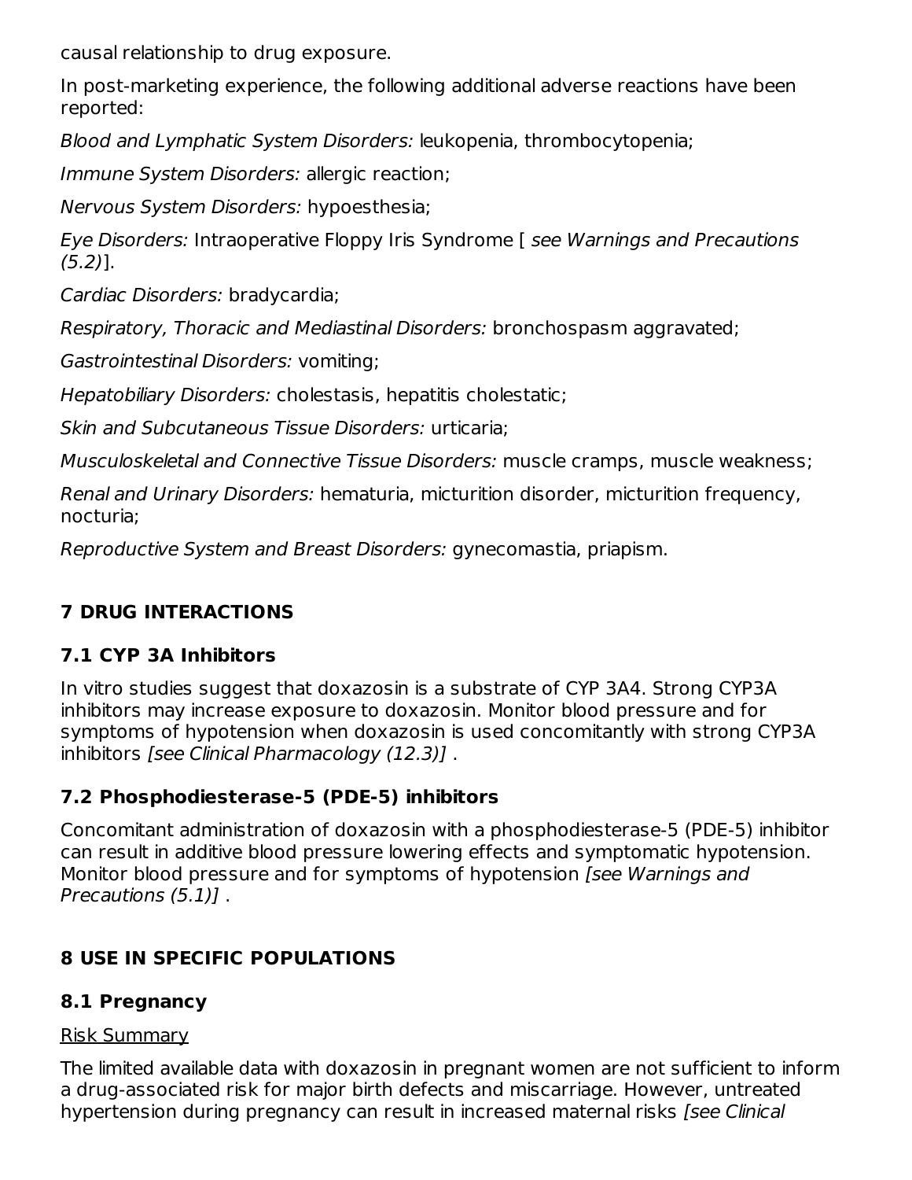causal relationship to drug exposure.

In post-marketing experience, the following additional adverse reactions have been reported:

*Blood and Lymphatic System Disorders:* leukopenia, thrombocytopenia;

*Immune System Disorders:* allergic reaction;

*Nervous System Disorders:* hypoesthesia;

*Eye Disorders:* Intraoperative Floppy Iris Syndrome [ *see Warnings and Precautions (5.2)*].

*Cardiac Disorders:* bradycardia;

*Respiratory, Thoracic and Mediastinal Disorders:* bronchospasm aggravated;

*Gastrointestinal Disorders:* vomiting;

*Hepatobiliary Disorders:* cholestasis, hepatitis cholestatic;

*Skin and Subcutaneous Tissue Disorders:* urticaria;

*Musculoskeletal and Connective Tissue Disorders:* muscle cramps, muscle weakness;

*Renal and Urinary Disorders:* hematuria, micturition disorder, micturition frequency, nocturia;

*Reproductive System and Breast Disorders:* gynecomastia, priapism.

## 7 DRUG INTERACTIONS

### 7.1 CYP 3A Inhibitors

In vitro studies suggest that doxazosin is a substrate of CYP 3A4. Strong CYP3A inhibitors may increase exposure to doxazosin. Monitor blood pressure and for symptoms of hypotension when doxazosin is used concomitantly with strong CYP3A inhibitors *[see Clinical Pharmacology (12.3)]* .

### 7.2 Phosphodiesterase-5 (PDE-5) inhibitors

Concomitant administration of doxazosin with a phosphodiesterase-5 (PDE-5) inhibitor can result in additive blood pressure lowering effects and symptomatic hypotension. Monitor blood pressure and for symptoms of hypotension *[see Warnings and Precautions (5.1)]* .

## 8 USE IN SPECIFIC POPULATIONS

### 8.1 Pregnancy

Risk Summary

The limited available data with doxazosin in pregnant women are not sufficient to inform a drug-associated risk for major birth defects and miscarriage. However, untreated hypertension during pregnancy can result in increased maternal risks *[see Clinical*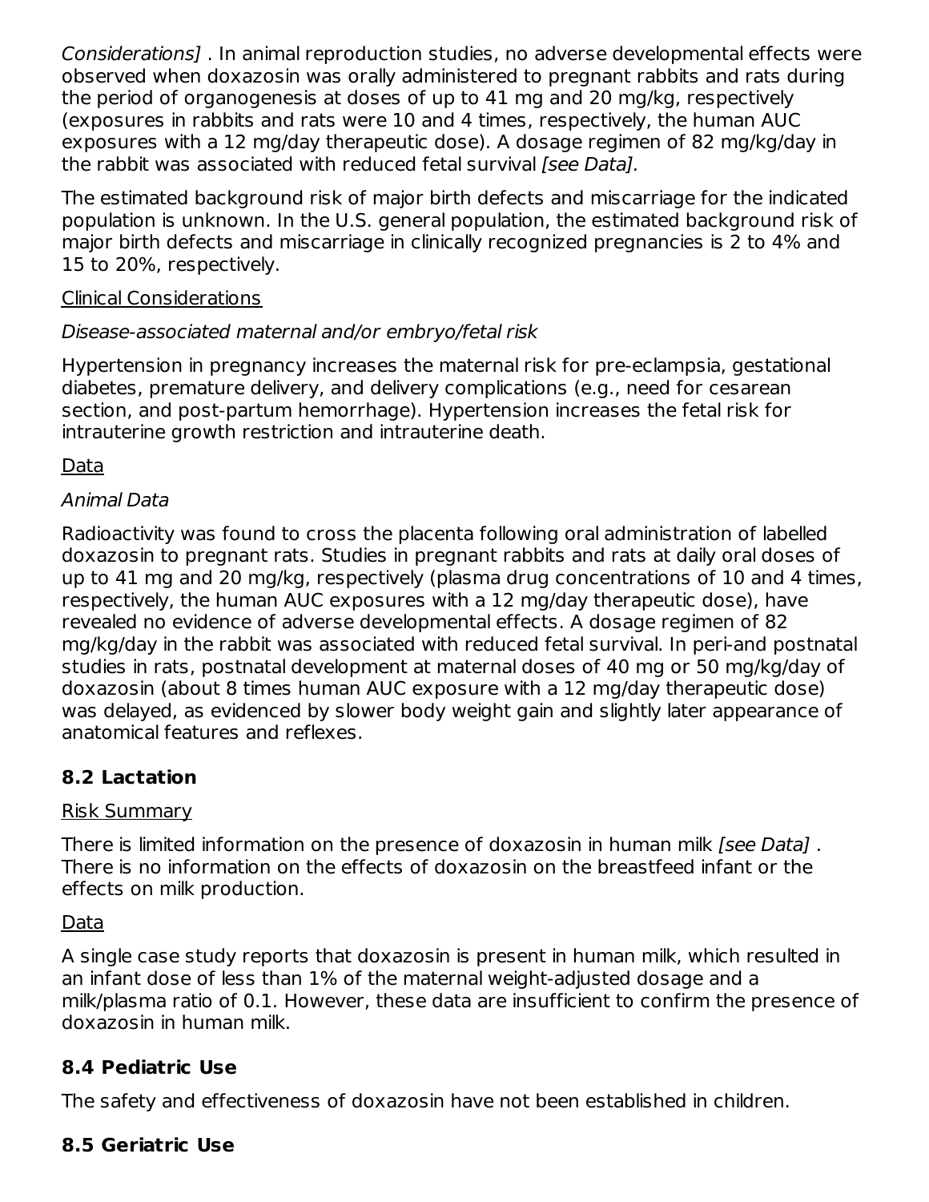*Considerations]* . In animal reproduction studies, no adverse developmental effects were observed when doxazosin was orally administered to pregnant rabbits and rats during the period of organogenesis at doses of up to 41 mg and 20 mg/kg, respectively (exposures in rabbits and rats were 10 and 4 times, respectively, the human AUC exposures with a 12 mg/day therapeutic dose). A dosage regimen of 82 mg/kg/day in the rabbit was associated with reduced fetal survival *[see Data].*

The estimated background risk of major birth defects and miscarriage for the indicated population is unknown. In the U.S. general population, the estimated background risk of major birth defects and miscarriage in clinically recognized pregnancies is 2 to 4% and 15 to 20%, respectively.

Clinical Considerations

*Disease-associated maternal and/or embryo/fetal risk*

Hypertension in pregnancy increases the maternal risk for pre-eclampsia, gestational diabetes, premature delivery, and delivery complications (e.g., need for cesarean section, and post-partum hemorrhage). Hypertension increases the fetal risk for intrauterine growth restriction and intrauterine death.

Data

*Animal Data*

Radioactivity was found to cross the placenta following oral administration of labelled doxazosin to pregnant rats. Studies in pregnant rabbits and rats at daily oral doses of up to 41 mg and 20 mg/kg, respectively (plasma drug concentrations of 10 and 4 times, respectively, the human AUC exposures with a 12 mg/day therapeutic dose), have revealed no evidence of adverse developmental effects. A dosage regimen of 82 mg/kg/day in the rabbit was associated with reduced fetal survival. In peri-and postnatal studies in rats, postnatal development at maternal doses of 40 mg or 50 mg/kg/day of doxazosin (about 8 times human AUC exposure with a 12 mg/day therapeutic dose) was delayed, as evidenced by slower body weight gain and slightly later appearance of anatomical features and reflexes.

## 8.2 Lactation

Risk Summary

There is limited information on the presence of doxazosin in human milk *[see Data]* . There is no information on the effects of doxazosin on the breastfeed infant or the effects on milk production.

Data

A single case study reports that doxazosin is present in human milk, which resulted in an infant dose of less than 1% of the maternal weight-adjusted dosage and a milk/plasma ratio of 0.1. However, these data are insufficient to confirm the presence of doxazosin in human milk.

## 8.4 Pediatric Use

The safety and effectiveness of doxazosin have not been established in children.

## 8.5 Geriatric Use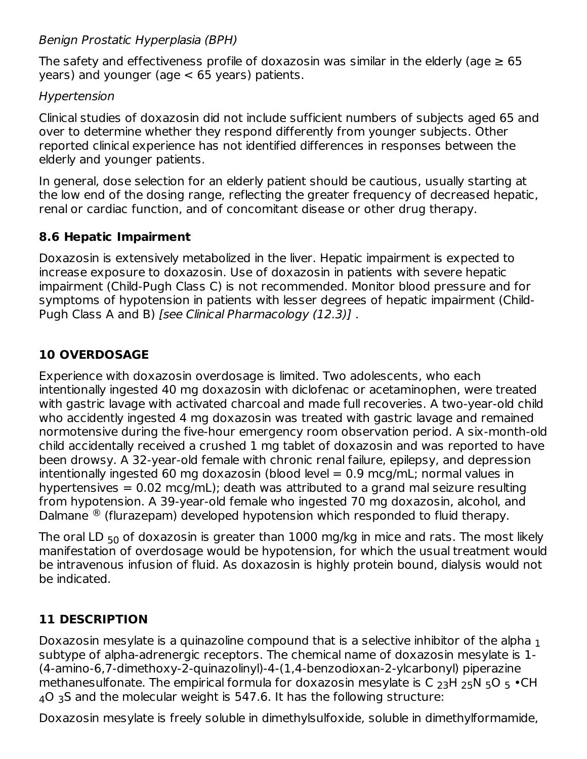*Benign Prostatic Hyperplasia (BPH)*

The safety and effectiveness profile of doxazosin was similar in the elderly (age ≥ 65 years) and younger (age < 65 years) patients.

*Hypertension*

Clinical studies of doxazosin did not include sufficient numbers of subjects aged 65 and over to determine whether they respond differently from younger subjects. Other reported clinical experience has not identified differences in responses between the elderly and younger patients.

In general, dose selection for an elderly patient should be cautious, usually starting at the low end of the dosing range, reflecting the greater frequency of decreased hepatic, renal or cardiac function, and of concomitant disease or other drug therapy.

### 8.6 Hepatic Impairment

Doxazosin is extensively metabolized in the liver. Hepatic impairment is expected to increase exposure to doxazosin. Use of doxazosin in patients with severe hepatic impairment (Child-Pugh Class C) is not recommended. Monitor blood pressure and for symptoms of hypotension in patients with lesser degrees of hepatic impairment (Child-Pugh Class A and B) *[see Clinical Pharmacology (12.3)]* .

## 10 OVERDOSAGE

Experience with doxazosin overdosage is limited. Two adolescents, who each intentionally ingested 40 mg doxazosin with diclofenac or acetaminophen, were treated with gastric lavage with activated charcoal and made full recoveries. A two-year-old child who accidently ingested 4 mg doxazosin was treated with gastric lavage and remained normotensive during the five-hour emergency room observation period. A six-month-old child accidentally received a crushed 1 mg tablet of doxazosin and was reported to have been drowsy. A 32-year-old female with chronic renal failure, epilepsy, and depression intentionally ingested 60 mg doxazosin (blood level = 0.9 mcg/mL; normal values in hypertensives = 0.02 mcg/mL); death was attributed to a grand mal seizure resulting from hypotension. A 39-year-old female who ingested 70 mg doxazosin, alcohol, and Dalmane ® (flurazepam) developed hypotension which responded to fluid therapy.

The oral $LD_{50}$ of doxazosin is greater than 1000 mg/kg in mice and rats. The most likely manifestation of overdosage would be hypotension, for which the usual treatment would be intravenous infusion of fluid. As doxazosin is highly protein bound, dialysis would not be indicated.

## 11 DESCRIPTION

Doxazosin mesylate is a quinazoline compound that is a selective inhibitor of the alpha $_1$ subtype of alpha-adrenergic receptors. The chemical name of doxazosin mesylate is 1-(4-amino-6,7-dimethoxy-2-quinazolinyl)-4-(1,4-benzodioxan-2-ylcarbonyl) piperazine methanesulfonate. The empirical formula for doxazosin mesylate is $C_{23}H_{25}N_5O_5 \cdot CH_4O_3S$ and the molecular weight is 547.6. It has the following structure:

Doxazosin mesylate is freely soluble in dimethylsulfoxide, soluble in dimethylformamide,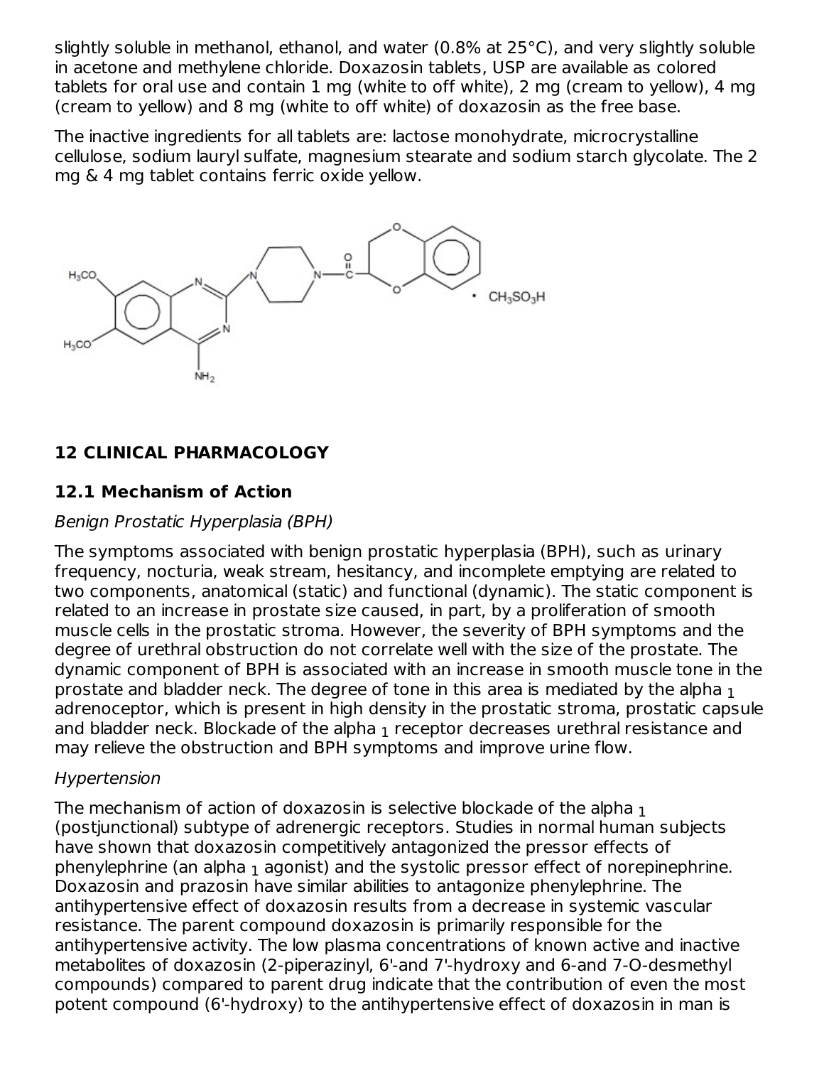slightly soluble in methanol, ethanol, and water (0.8% at 25°C), and very slightly soluble in acetone and methylene chloride. Doxazosin tablets, USP are available as colored tablets for oral use and contain 1 mg (white to off white), 2 mg (cream to yellow), 4 mg (cream to yellow) and 8 mg (white to off white) of doxazosin as the free base.

The inactive ingredients for all tablets are: lactose monohydrate, microcrystalline cellulose, sodium lauryl sulfate, magnesium stearate and sodium starch glycolate. The 2 mg & 4 mg tablet contains ferric oxide yellow.

## 12 CLINICAL PHARMACOLOGY

### 12.1 Mechanism of Action

*Benign Prostatic Hyperplasia (BPH)*

The symptoms associated with benign prostatic hyperplasia (BPH), such as urinary frequency, nocturia, weak stream, hesitancy, and incomplete emptying are related to two components, anatomical (static) and functional (dynamic). The static component is related to an increase in prostate size caused, in part, by a proliferation of smooth muscle cells in the prostatic stroma. However, the severity of BPH symptoms and the degree of urethral obstruction do not correlate well with the size of the prostate. The dynamic component of BPH is associated with an increase in smooth muscle tone in the prostate and bladder neck. The degree of tone in this area is mediated by the alpha $_1$ adrenoceptor, which is present in high density in the prostatic stroma, prostatic capsule and bladder neck. Blockade of the alpha $_1$ receptor decreases urethral resistance and may relieve the obstruction and BPH symptoms and improve urine flow.

*Hypertension*

The mechanism of action of doxazosin is selective blockade of the alpha $_1$ (postjunctional) subtype of adrenergic receptors. Studies in normal human subjects have shown that doxazosin competitively antagonized the pressor effects of phenylephrine (an alpha $_1$ agonist) and the systolic pressor effect of norepinephrine. Doxazosin and prazosin have similar abilities to antagonize phenylephrine. The antihypertensive effect of doxazosin results from a decrease in systemic vascular resistance. The parent compound doxazosin is primarily responsible for the antihypertensive activity. The low plasma concentrations of known active and inactive metabolites of doxazosin (2-piperazinyl, 6'-and 7'-hydroxy and 6-and 7-O-desmethyl compounds) compared to parent drug indicate that the contribution of even the most potent compound (6'-hydroxy) to the antihypertensive effect of doxazosin in man is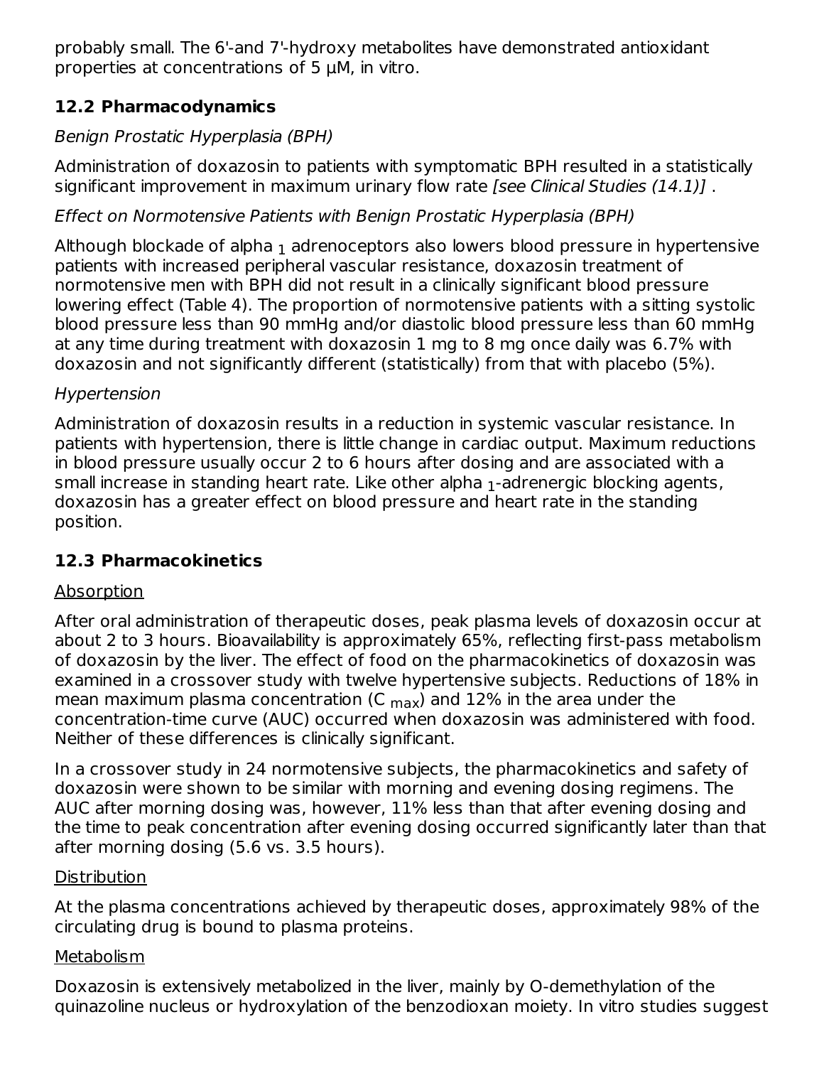probably small. The 6'-and 7'-hydroxy metabolites have demonstrated antioxidant properties at concentrations of 5 µM, in vitro.

## 12.2 Pharmacodynamics

*Benign Prostatic Hyperplasia (BPH)*

Administration of doxazosin to patients with symptomatic BPH resulted in a statistically significant improvement in maximum urinary flow rate *[see Clinical Studies (14.1)]* .

*Effect on Normotensive Patients with Benign Prostatic Hyperplasia (BPH)*

Although blockade of alpha $_1$ adrenoceptors also lowers blood pressure in hypertensive patients with increased peripheral vascular resistance, doxazosin treatment of normotensive men with BPH did not result in a clinically significant blood pressure lowering effect (Table 4). The proportion of normotensive patients with a sitting systolic blood pressure less than 90 mmHg and/or diastolic blood pressure less than 60 mmHg at any time during treatment with doxazosin 1 mg to 8 mg once daily was 6.7% with doxazosin and not significantly different (statistically) from that with placebo (5%).

*Hypertension*

Administration of doxazosin results in a reduction in systemic vascular resistance. In patients with hypertension, there is little change in cardiac output. Maximum reductions in blood pressure usually occur 2 to 6 hours after dosing and are associated with a small increase in standing heart rate. Like other alpha $_1$-adrenergic blocking agents, doxazosin has a greater effect on blood pressure and heart rate in the standing position.

## 12.3 Pharmacokinetics

Absorption

After oral administration of therapeutic doses, peak plasma levels of doxazosin occur at about 2 to 3 hours. Bioavailability is approximately 65%, reflecting first-pass metabolism of doxazosin by the liver. The effect of food on the pharmacokinetics of doxazosin was examined in a crossover study with twelve hypertensive subjects. Reductions of 18% in mean maximum plasma concentration ($C_{max}$) and 12% in the area under the concentration-time curve (AUC) occurred when doxazosin was administered with food. Neither of these differences is clinically significant.

In a crossover study in 24 normotensive subjects, the pharmacokinetics and safety of doxazosin were shown to be similar with morning and evening dosing regimens. The AUC after morning dosing was, however, 11% less than that after evening dosing and the time to peak concentration after evening dosing occurred significantly later than that after morning dosing (5.6 vs. 3.5 hours).

Distribution

At the plasma concentrations achieved by therapeutic doses, approximately 98% of the circulating drug is bound to plasma proteins.

Metabolism

Doxazosin is extensively metabolized in the liver, mainly by O-demethylation of the quinazoline nucleus or hydroxylation of the benzodioxan moiety. In vitro studies suggest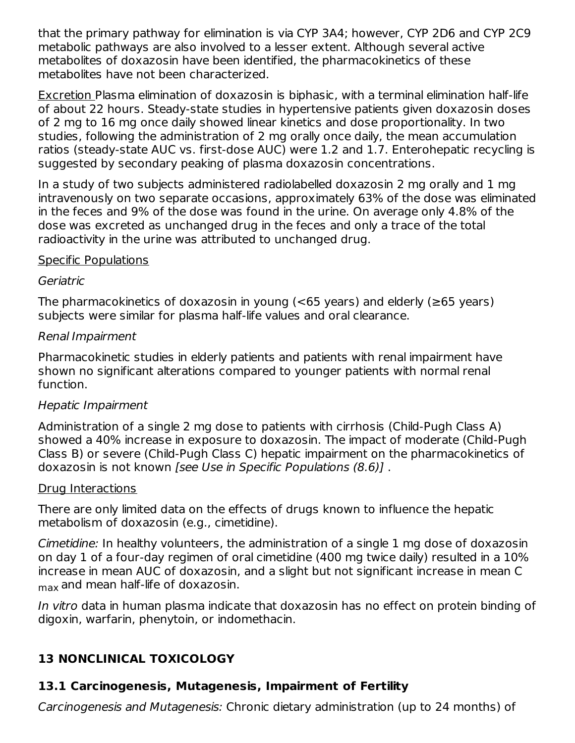that the primary pathway for elimination is via CYP 3A4; however, CYP 2D6 and CYP 2C9 metabolic pathways are also involved to a lesser extent. Although several active metabolites of doxazosin have been identified, the pharmacokinetics of these metabolites have not been characterized.

Excretion Plasma elimination of doxazosin is biphasic, with a terminal elimination half-life of about 22 hours. Steady-state studies in hypertensive patients given doxazosin doses of 2 mg to 16 mg once daily showed linear kinetics and dose proportionality. In two studies, following the administration of 2 mg orally once daily, the mean accumulation ratios (steady-state AUC vs. first-dose AUC) were 1.2 and 1.7. Enterohepatic recycling is suggested by secondary peaking of plasma doxazosin concentrations.

In a study of two subjects administered radiolabelled doxazosin 2 mg orally and 1 mg intravenously on two separate occasions, approximately 63% of the dose was eliminated in the feces and 9% of the dose was found in the urine. On average only 4.8% of the dose was excreted as unchanged drug in the feces and only a trace of the total radioactivity in the urine was attributed to unchanged drug.

Specific Populations

*Geriatric*

The pharmacokinetics of doxazosin in young (<65 years) and elderly (≥65 years) subjects were similar for plasma half-life values and oral clearance.

*Renal Impairment*

Pharmacokinetic studies in elderly patients and patients with renal impairment have shown no significant alterations compared to younger patients with normal renal function.

*Hepatic Impairment*

Administration of a single 2 mg dose to patients with cirrhosis (Child-Pugh Class A) showed a 40% increase in exposure to doxazosin. The impact of moderate (Child-Pugh Class B) or severe (Child-Pugh Class C) hepatic impairment on the pharmacokinetics of doxazosin is not known *[see Use in Specific Populations (8.6)]* .

Drug Interactions

There are only limited data on the effects of drugs known to influence the hepatic metabolism of doxazosin (e.g., cimetidine).

*Cimetidine:* In healthy volunteers, the administration of a single 1 mg dose of doxazosin on day 1 of a four-day regimen of oral cimetidine (400 mg twice daily) resulted in a 10% increase in mean AUC of doxazosin, and a slight but not significant increase in mean $C_{max}$ and mean half-life of doxazosin.

*In vitro* data in human plasma indicate that doxazosin has no effect on protein binding of digoxin, warfarin, phenytoin, or indomethacin.

## 13 NONCLINICAL TOXICOLOGY

### 13.1 Carcinogenesis, Mutagenesis, Impairment of Fertility

*Carcinogenesis and Mutagenesis:* Chronic dietary administration (up to 24 months) of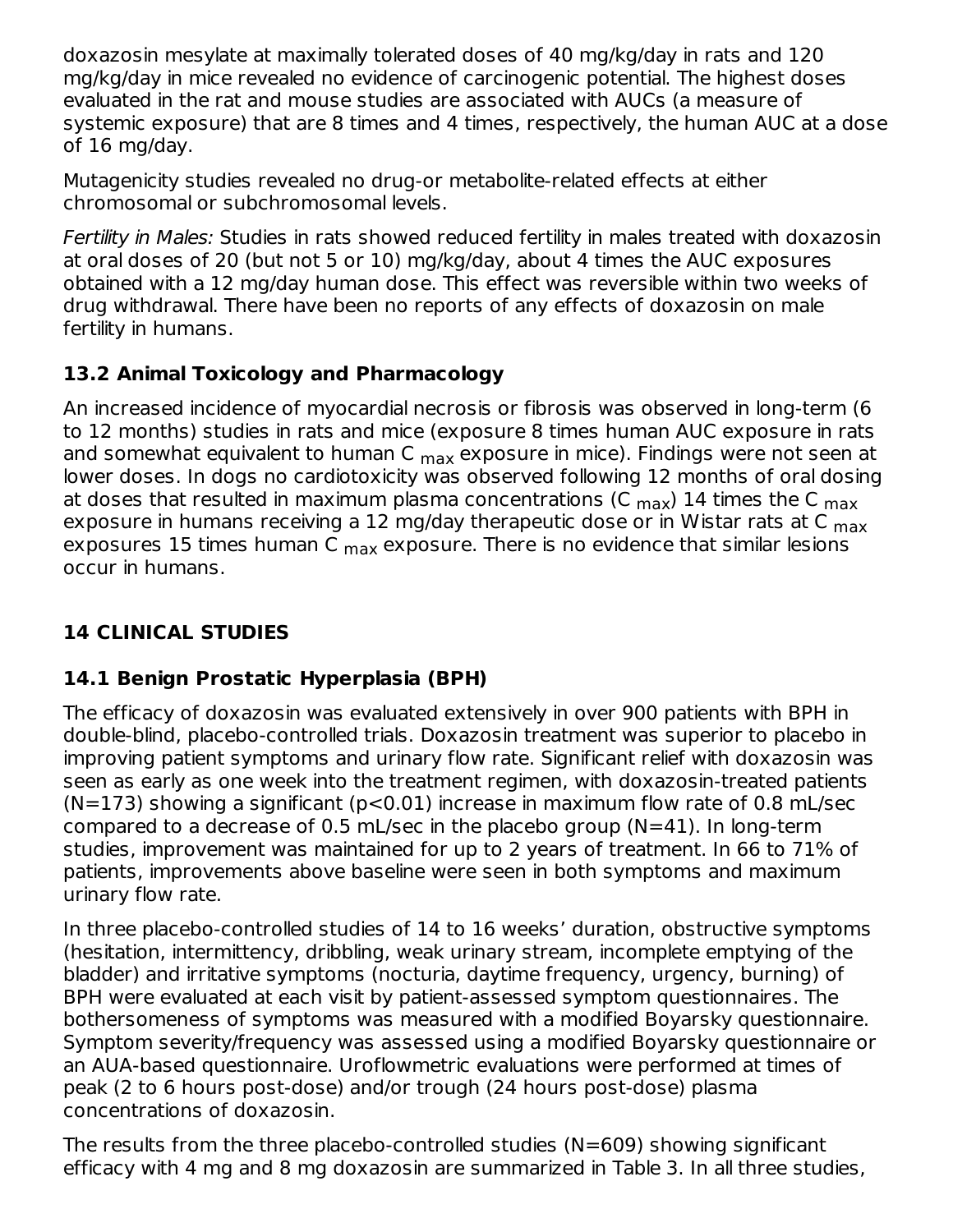doxazosin mesylate at maximally tolerated doses of 40 mg/kg/day in rats and 120 mg/kg/day in mice revealed no evidence of carcinogenic potential. The highest doses evaluated in the rat and mouse studies are associated with AUCs (a measure of systemic exposure) that are 8 times and 4 times, respectively, the human AUC at a dose of 16 mg/day.

Mutagenicity studies revealed no drug-or metabolite-related effects at either chromosomal or subchromosomal levels.

*Fertility in Males:* Studies in rats showed reduced fertility in males treated with doxazosin at oral doses of 20 (but not 5 or 10) mg/kg/day, about 4 times the AUC exposures obtained with a 12 mg/day human dose. This effect was reversible within two weeks of drug withdrawal. There have been no reports of any effects of doxazosin on male fertility in humans.

### 13.2 Animal Toxicology and Pharmacology

An increased incidence of myocardial necrosis or fibrosis was observed in long-term (6 to 12 months) studies in rats and mice (exposure 8 times human AUC exposure in rats and somewhat equivalent to human $C_{max}$ exposure in mice). Findings were not seen at lower doses. In dogs no cardiotoxicity was observed following 12 months of oral dosing at doses that resulted in maximum plasma concentrations ($C_{max}$) 14 times the $C_{max}$ exposure in humans receiving a 12 mg/day therapeutic dose or in Wistar rats at $C_{max}$ exposures 15 times human $C_{max}$ exposure. There is no evidence that similar lesions occur in humans.

## 14 CLINICAL STUDIES

### 14.1 Benign Prostatic Hyperplasia (BPH)

The efficacy of doxazosin was evaluated extensively in over 900 patients with BPH in double-blind, placebo-controlled trials. Doxazosin treatment was superior to placebo in improving patient symptoms and urinary flow rate. Significant relief with doxazosin was seen as early as one week into the treatment regimen, with doxazosin-treated patients (N=173) showing a significant ($p<0.01$) increase in maximum flow rate of 0.8 mL/sec compared to a decrease of 0.5 mL/sec in the placebo group (N=41). In long-term studies, improvement was maintained for up to 2 years of treatment. In 66 to 71% of patients, improvements above baseline were seen in both symptoms and maximum urinary flow rate.

In three placebo-controlled studies of 14 to 16 weeks' duration, obstructive symptoms (hesitation, intermittency, dribbling, weak urinary stream, incomplete emptying of the bladder) and irritative symptoms (nocturia, daytime frequency, urgency, burning) of BPH were evaluated at each visit by patient-assessed symptom questionnaires. The bothersomeness of symptoms was measured with a modified Boyarsky questionnaire. Symptom severity/frequency was assessed using a modified Boyarsky questionnaire or an AUA-based questionnaire. Uroflowmetric evaluations were performed at times of peak (2 to 6 hours post-dose) and/or trough (24 hours post-dose) plasma concentrations of doxazosin.

The results from the three placebo-controlled studies (N=609) showing significant efficacy with 4 mg and 8 mg doxazosin are summarized in Table 3. In all three studies,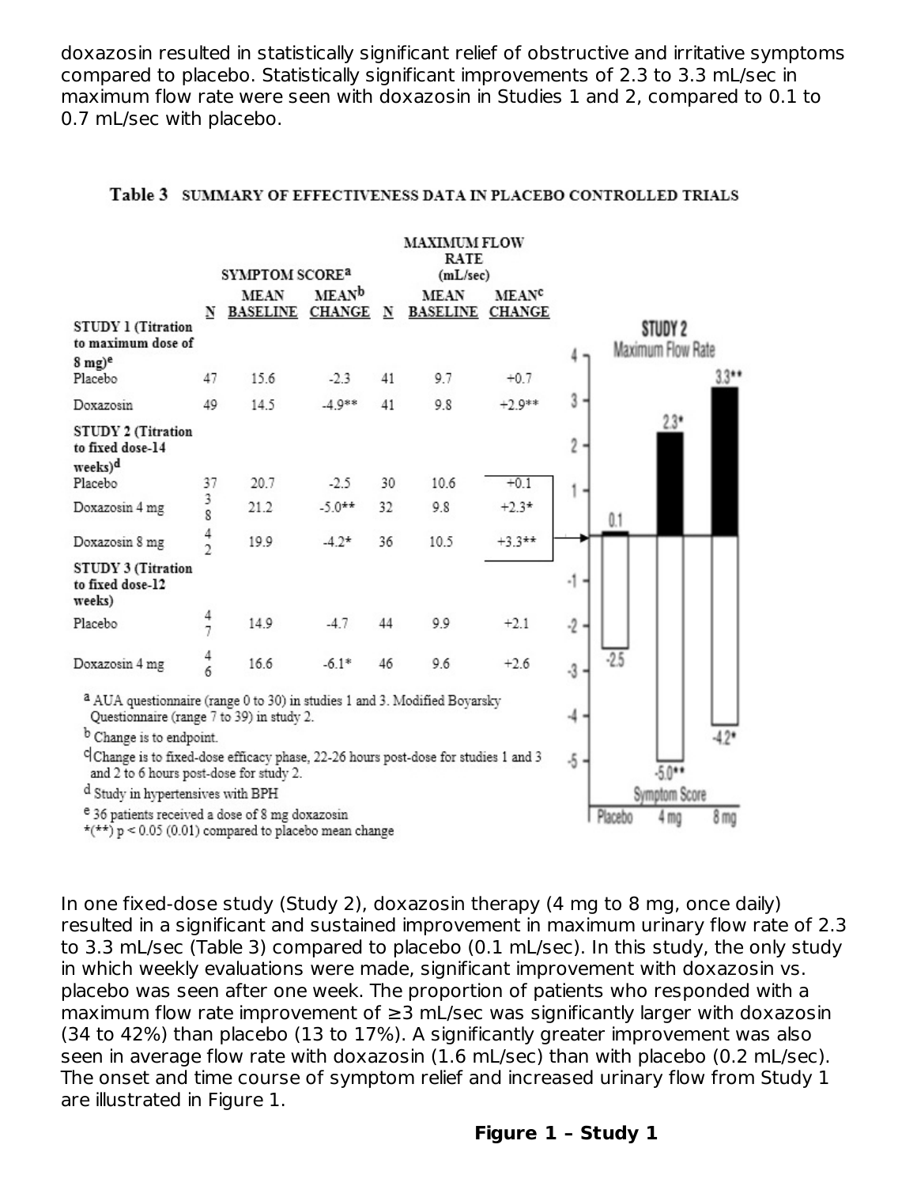doxazosin resulted in statistically significant relief of obstructive and irritative symptoms compared to placebo. Statistically significant improvements of 2.3 to 3.3 mL/sec in maximum flow rate were seen with doxazosin in Studies 1 and 2, compared to 0.1 to 0.7 mL/sec with placebo.

**Table 3 SUMMARY OF EFFECTIVENESS DATA IN PLACEBO CONTROLLED TRIALS**

| | SYMPTOM SCORE[a] | | | MAXIMUM FLOW RATE (mL/sec) | | |
|---|---|---|---|---|---|---|
| | N | MEAN BASELINE | MEAN[b] CHANGE | N | MEAN BASELINE | MEAN[c] CHANGE |
| **STUDY 1 (Titration to maximum dose of 8 mg)[e]** | | | | | | |
| Placebo | 47 | 15.6 | -2.3 | 41 | 9.7 | +0.7 |
| Doxazosin | 49 | 14.5 | -4.9** | 41 | 9.8 | +2.9** |
| **STUDY 2 (Titration to fixed dose-14 weeks)[d]** | | | | | | |
| Placebo | 37 | 20.7 | -2.5 | 30 | 10.6 | +0.1 |
| Doxazosin 4 mg | 38 | 21.2 | -5.0** | 32 | 9.8 | +2.3* |
| Doxazosin 8 mg | 42 | 19.9 | -4.2* | 36 | 10.5 | +3.3** |
| **STUDY 3 (Titration to fixed dose-12 weeks)** | | | | | | |
| Placebo | 47 | 14.9 | -4.7 | 44 | 9.9 | +2.1 |
| Doxazosin 4 mg | 46 | 16.6 | -6.1* | 46 | 9.6 | +2.6 |

[a] AUA questionnaire (range 0 to 30) in studies 1 and 3. Modified Boyarsky Questionnaire (range 7 to 39) in study 2.
[b] Change is to endpoint.
[c] Change is to fixed-dose efficacy phase, 22-26 hours post-dose for studies 1 and 3 and 2 to 6 hours post-dose for study 2.
[d] Study in hypertensives with BPH
[e] 36 patients received a dose of 8 mg doxazosin
*(**) $p < 0.05$ (0.01) compared to placebo mean change

STUDY 2 Maximum Flow Rate: Placebo 0.1; 4 mg 2.3*; 8 mg 3.3**
Symptom Score: Placebo -2.5; 4 mg -5.0**; 8 mg -4.2*

In one fixed-dose study (Study 2), doxazosin therapy (4 mg to 8 mg, once daily) resulted in a significant and sustained improvement in maximum urinary flow rate of 2.3 to 3.3 mL/sec (Table 3) compared to placebo (0.1 mL/sec). In this study, the only study in which weekly evaluations were made, significant improvement with doxazosin vs. placebo was seen after one week. The proportion of patients who responded with a maximum flow rate improvement of ≥3 mL/sec was significantly larger with doxazosin (34 to 42%) than placebo (13 to 17%). A significantly greater improvement was also seen in average flow rate with doxazosin (1.6 mL/sec) than with placebo (0.2 mL/sec). The onset and time course of symptom relief and increased urinary flow from Study 1 are illustrated in Figure 1.

**Figure 1 – Study 1**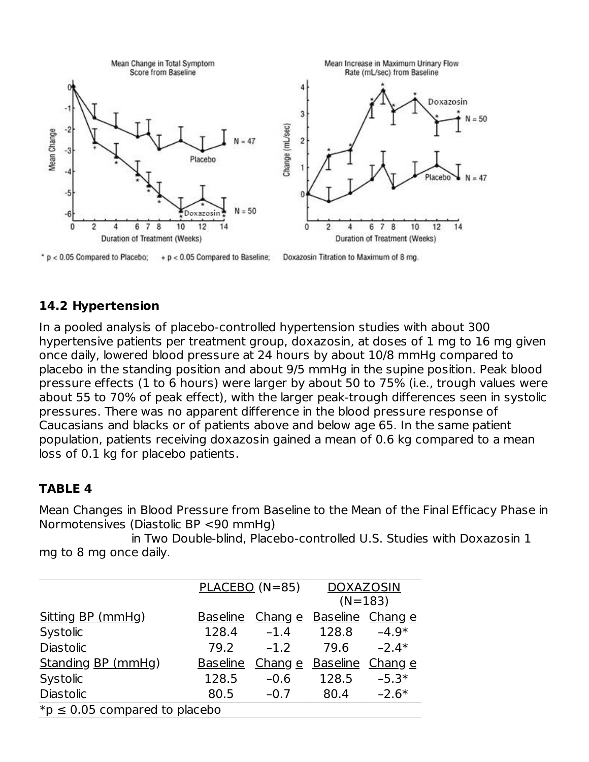Mean Change in Total Symptom Score from Baseline

Mean Increase in Maximum Urinary Flow Rate (mL/sec) from Baseline

* $p < 0.05$ Compared to Placebo; + $p < 0.05$ Compared to Baseline; Doxazosin Titration to Maximum of 8 mg.

### 14.2 Hypertension

In a pooled analysis of placebo-controlled hypertension studies with about 300 hypertensive patients per treatment group, doxazosin, at doses of 1 mg to 16 mg given once daily, lowered blood pressure at 24 hours by about 10/8 mmHg compared to placebo in the standing position and about 9/5 mmHg in the supine position. Peak blood pressure effects (1 to 6 hours) were larger by about 50 to 75% (i.e., trough values were about 55 to 70% of peak effect), with the larger peak-trough differences seen in systolic pressures. There was no apparent difference in the blood pressure response of Caucasians and blacks or of patients above and below age 65. In the same patient population, patients receiving doxazosin gained a mean of 0.6 kg compared to a mean loss of 0.1 kg for placebo patients.

**TABLE 4**

Mean Changes in Blood Pressure from Baseline to the Mean of the Final Efficacy Phase in Normotensives (Diastolic BP <90 mmHg) in Two Double-blind, Placebo-controlled U.S. Studies with Doxazosin 1 mg to 8 mg once daily.

| | PLACEBO (N=85) | | DOXAZOSIN (N=183) | |
|---|---|---|---|---|
| Sitting BP (mmHg) | Baseline | Change | Baseline | Change |
| Systolic | 128.4 | –1.4 | 128.8 | –4.9* |
| Diastolic | 79.2 | –1.2 | 79.6 | –2.4* |
| Standing BP (mmHg) | Baseline | Change | Baseline | Change |
| Systolic | 128.5 | –0.6 | 128.5 | –5.3* |
| Diastolic | 80.5 | –0.7 | 80.4 | –2.6* |

*$p \leq 0.05$ compared to placebo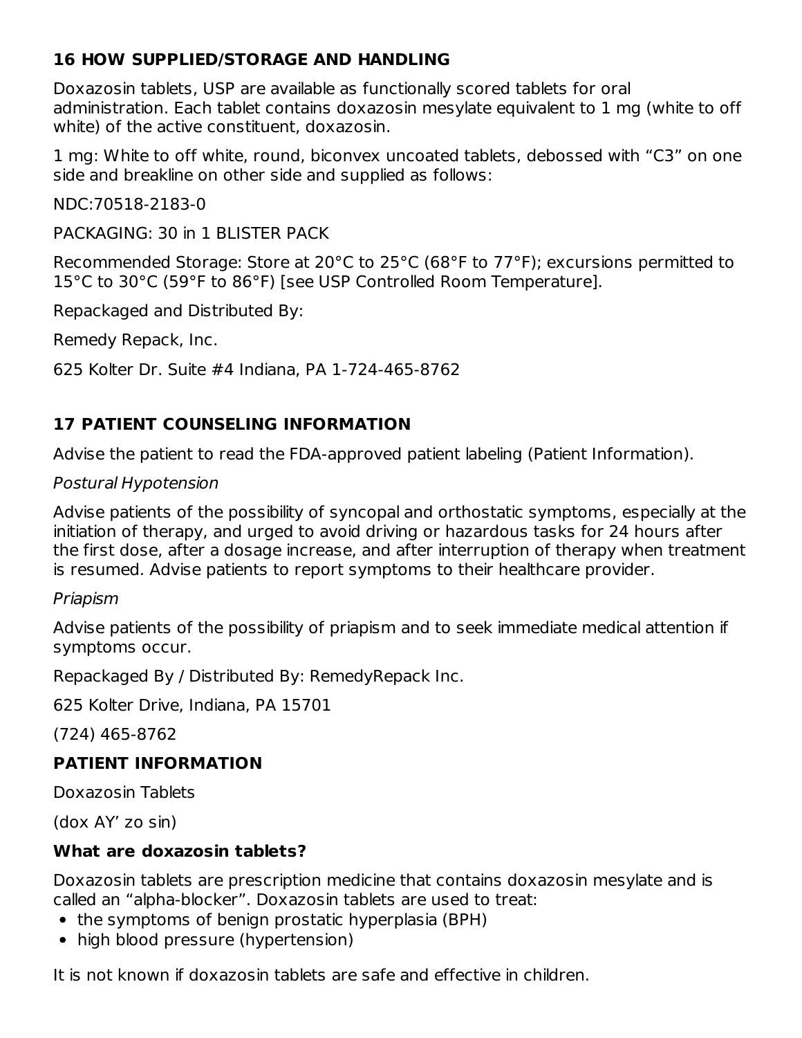## 16 HOW SUPPLIED/STORAGE AND HANDLING

Doxazosin tablets, USP are available as functionally scored tablets for oral administration. Each tablet contains doxazosin mesylate equivalent to 1 mg (white to off white) of the active constituent, doxazosin.

1 mg: White to off white, round, biconvex uncoated tablets, debossed with "C3" on one side and breakline on other side and supplied as follows:

NDC:70518-2183-0

PACKAGING: 30 in 1 BLISTER PACK

Recommended Storage: Store at 20°C to 25°C (68°F to 77°F); excursions permitted to 15°C to 30°C (59°F to 86°F) [see USP Controlled Room Temperature].

Repackaged and Distributed By:

Remedy Repack, Inc.

625 Kolter Dr. Suite #4 Indiana, PA 1-724-465-8762

## 17 PATIENT COUNSELING INFORMATION

Advise the patient to read the FDA-approved patient labeling (Patient Information).

*Postural Hypotension*

Advise patients of the possibility of syncopal and orthostatic symptoms, especially at the initiation of therapy, and urged to avoid driving or hazardous tasks for 24 hours after the first dose, after a dosage increase, and after interruption of therapy when treatment is resumed. Advise patients to report symptoms to their healthcare provider.

*Priapism*

Advise patients of the possibility of priapism and to seek immediate medical attention if symptoms occur.

Repackaged By / Distributed By: RemedyRepack Inc.

625 Kolter Drive, Indiana, PA 15701

(724) 465-8762

## PATIENT INFORMATION

Doxazosin Tablets

(dox AY' zo sin)

### What are doxazosin tablets?

Doxazosin tablets are prescription medicine that contains doxazosin mesylate and is called an "alpha-blocker". Doxazosin tablets are used to treat:

- the symptoms of benign prostatic hyperplasia (BPH)
- high blood pressure (hypertension)

It is not known if doxazosin tablets are safe and effective in children.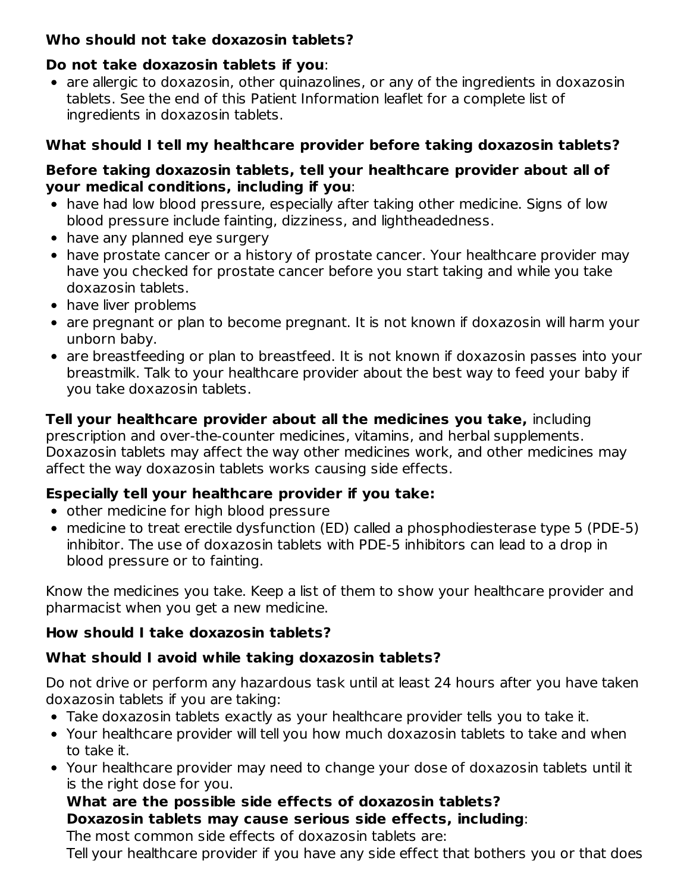**Who should not take doxazosin tablets?**

**Do not take doxazosin tablets if you**:

- are allergic to doxazosin, other quinazolines, or any of the ingredients in doxazosin tablets. See the end of this Patient Information leaflet for a complete list of ingredients in doxazosin tablets.

**What should I tell my healthcare provider before taking doxazosin tablets?**

**Before taking doxazosin tablets, tell your healthcare provider about all of your medical conditions, including if you**:

- have had low blood pressure, especially after taking other medicine. Signs of low blood pressure include fainting, dizziness, and lightheadedness.
- have any planned eye surgery
- have prostate cancer or a history of prostate cancer. Your healthcare provider may have you checked for prostate cancer before you start taking and while you take doxazosin tablets.
- have liver problems
- are pregnant or plan to become pregnant. It is not known if doxazosin will harm your unborn baby.
- are breastfeeding or plan to breastfeed. It is not known if doxazosin passes into your breastmilk. Talk to your healthcare provider about the best way to feed your baby if you take doxazosin tablets.

**Tell your healthcare provider about all the medicines you take,** including prescription and over-the-counter medicines, vitamins, and herbal supplements. Doxazosin tablets may affect the way other medicines work, and other medicines may affect the way doxazosin tablets works causing side effects.

**Especially tell your healthcare provider if you take:**

- other medicine for high blood pressure
- medicine to treat erectile dysfunction (ED) called a phosphodiesterase type 5 (PDE-5) inhibitor. The use of doxazosin tablets with PDE-5 inhibitors can lead to a drop in blood pressure or to fainting.

Know the medicines you take. Keep a list of them to show your healthcare provider and pharmacist when you get a new medicine.

**How should I take doxazosin tablets?**

**What should I avoid while taking doxazosin tablets?**

Do not drive or perform any hazardous task until at least 24 hours after you have taken doxazosin tablets if you are taking:

- Take doxazosin tablets exactly as your healthcare provider tells you to take it.
- Your healthcare provider will tell you how much doxazosin tablets to take and when to take it.
- Your healthcare provider may need to change your dose of doxazosin tablets until it is the right dose for you.

  **What are the possible side effects of doxazosin tablets?**
  **Doxazosin tablets may cause serious side effects, including**:
  The most common side effects of doxazosin tablets are:
  Tell your healthcare provider if you have any side effect that bothers you or that does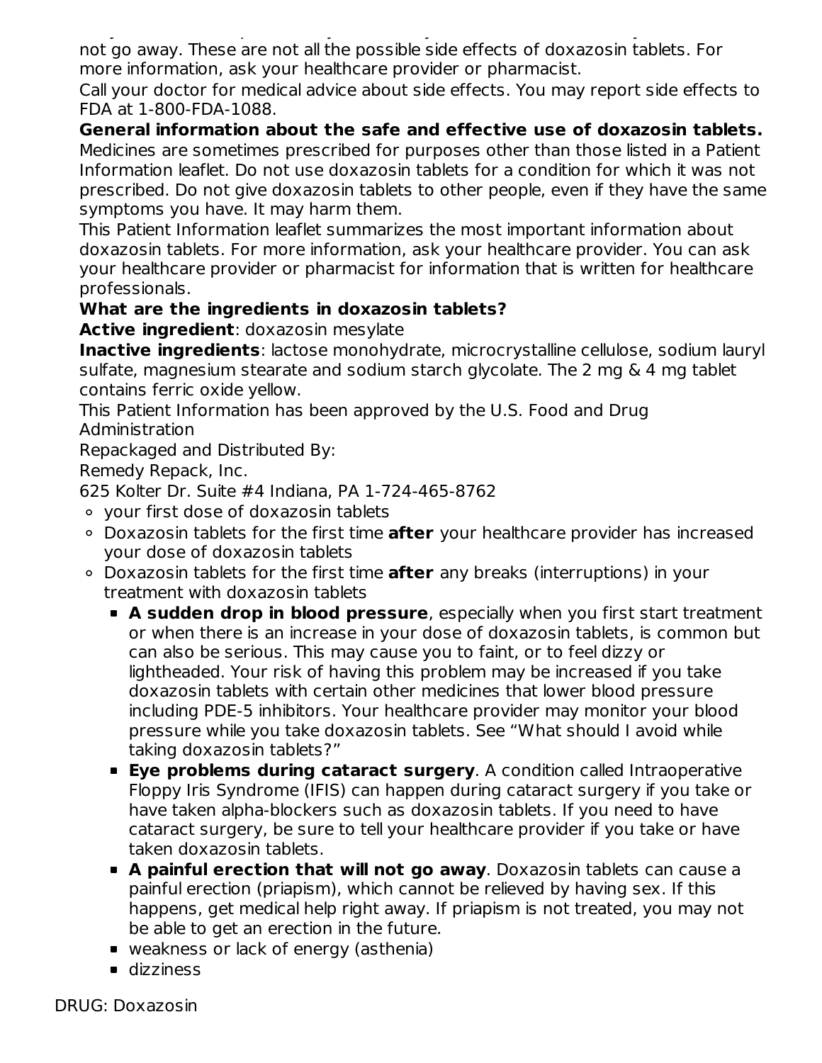not go away. These are not all the possible side effects of doxazosin tablets. For more information, ask your healthcare provider or pharmacist.

Call your doctor for medical advice about side effects. You may report side effects to FDA at 1-800-FDA-1088.

**General information about the safe and effective use of doxazosin tablets.**

Medicines are sometimes prescribed for purposes other than those listed in a Patient Information leaflet. Do not use doxazosin tablets for a condition for which it was not prescribed. Do not give doxazosin tablets to other people, even if they have the same symptoms you have. It may harm them.

This Patient Information leaflet summarizes the most important information about doxazosin tablets. For more information, ask your healthcare provider. You can ask your healthcare provider or pharmacist for information that is written for healthcare professionals.

**What are the ingredients in doxazosin tablets?**

**Active ingredient**: doxazosin mesylate

**Inactive ingredients**: lactose monohydrate, microcrystalline cellulose, sodium lauryl sulfate, magnesium stearate and sodium starch glycolate. The 2 mg & 4 mg tablet contains ferric oxide yellow.

This Patient Information has been approved by the U.S. Food and Drug Administration

Repackaged and Distributed By:

Remedy Repack, Inc.

625 Kolter Dr. Suite #4 Indiana, PA 1-724-465-8762

- your first dose of doxazosin tablets
- Doxazosin tablets for the first time **after** your healthcare provider has increased your dose of doxazosin tablets
- Doxazosin tablets for the first time **after** any breaks (interruptions) in your treatment with doxazosin tablets
  - **A sudden drop in blood pressure**, especially when you first start treatment or when there is an increase in your dose of doxazosin tablets, is common but can also be serious. This may cause you to faint, or to feel dizzy or lightheaded. Your risk of having this problem may be increased if you take doxazosin tablets with certain other medicines that lower blood pressure including PDE-5 inhibitors. Your healthcare provider may monitor your blood pressure while you take doxazosin tablets. See "What should I avoid while taking doxazosin tablets?"
  - **Eye problems during cataract surgery**. A condition called Intraoperative Floppy Iris Syndrome (IFIS) can happen during cataract surgery if you take or have taken alpha-blockers such as doxazosin tablets. If you need to have cataract surgery, be sure to tell your healthcare provider if you take or have taken doxazosin tablets.
  - **A painful erection that will not go away**. Doxazosin tablets can cause a painful erection (priapism), which cannot be relieved by having sex. If this happens, get medical help right away. If priapism is not treated, you may not be able to get an erection in the future.
  - weakness or lack of energy (asthenia)
  - dizziness

DRUG: Doxazosin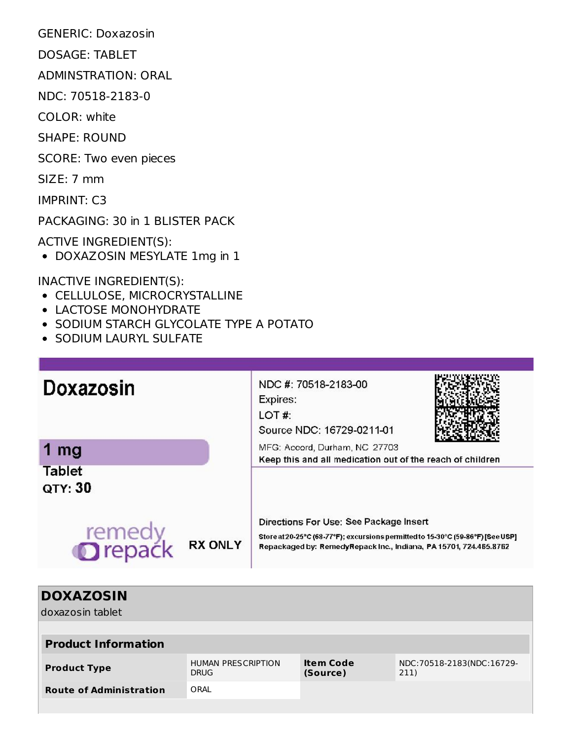GENERIC: Doxazosin

DOSAGE: TABLET

ADMINSTRATION: ORAL

NDC: 70518-2183-0

COLOR: white

SHAPE: ROUND

SCORE: Two even pieces

SIZE: 7 mm

IMPRINT: C3

PACKAGING: 30 in 1 BLISTER PACK

ACTIVE INGREDIENT(S):

- DOXAZOSIN MESYLATE 1mg in 1

INACTIVE INGREDIENT(S):

- CELLULOSE, MICROCRYSTALLINE
- LACTOSE MONOHYDRATE
- SODIUM STARCH GLYCOLATE TYPE A POTATO
- SODIUM LAURYL SULFATE

**Doxazosin**

**1 mg**

**Tablet**

**QTY: 30**

remedy repack

**RX ONLY**

NDC #: 70518-2183-00

Expires:

LOT #:

Source NDC: 16729-0211-01

MFG: Accord, Durham, NC 27703

**Keep this and all medication out of the reach of children**

Directions For Use: See Package Insert

**Store at 20-25°C (68-77°F); excursions permitted to 15-30°C (59-86°F) [See USP]**

**Repackaged by: RemedyRepack Inc., Indiana, PA 15701, 724.465.8762**

## DOXAZOSIN

doxazosin tablet

| Product Information | | | |
|---|---|---|---|
| **Product Type** | HUMAN PRESCRIPTION DRUG | **Item Code (Source)** | NDC:70518-2183(NDC:16729-211) |
| **Route of Administration** | ORAL | | |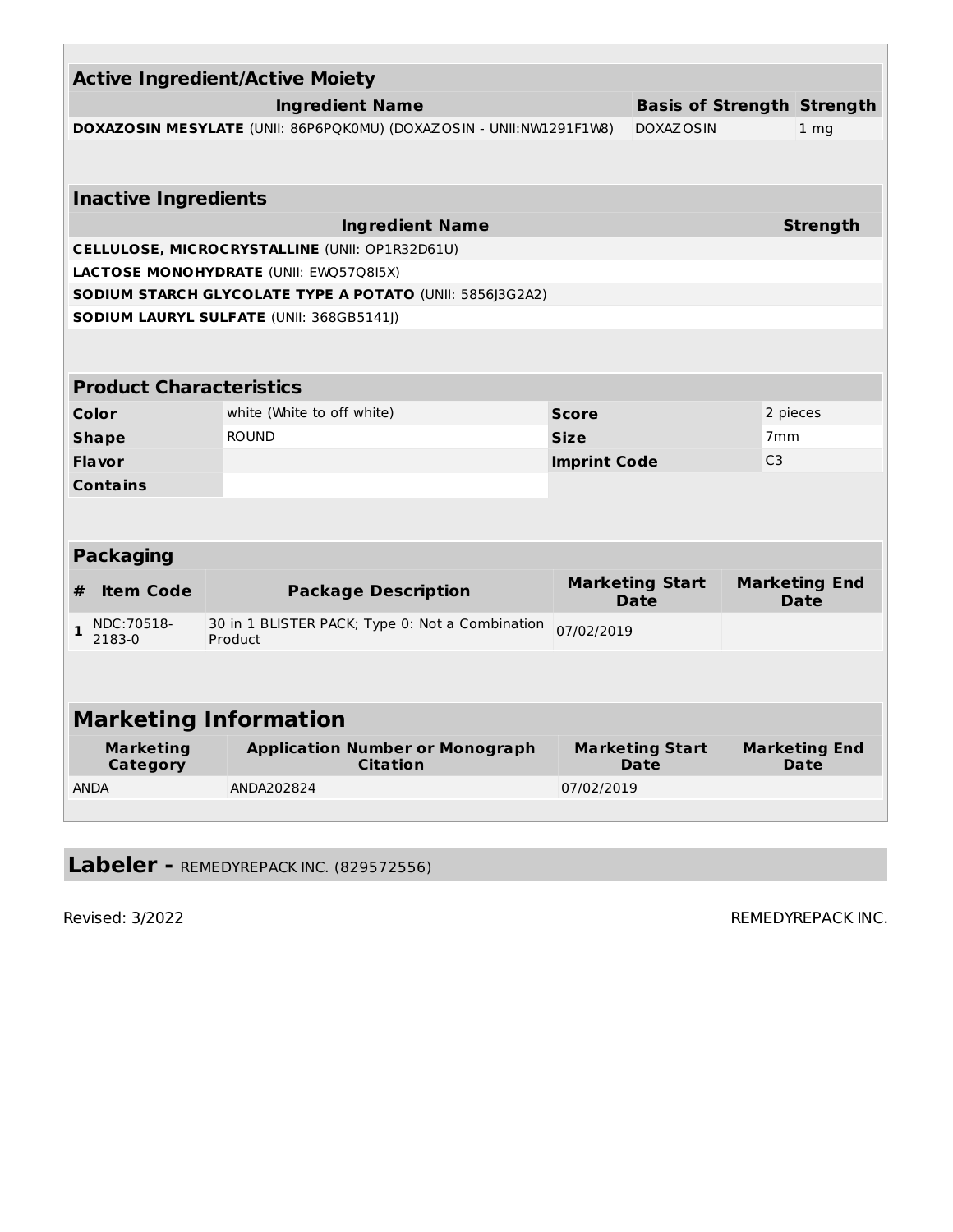| Active Ingredient/Active Moiety | | |
|---|---|---|
| **Ingredient Name** | **Basis of Strength** | **Strength** |
| **DOXAZOSIN MESYLATE** (UNII: 86P6PQK0MU) (DOXAZOSIN - UNII:NW1291F1W8) | DOXAZOSIN | 1 mg |

| Inactive Ingredients | |
|---|---|
| **Ingredient Name** | **Strength** |
| **CELLULOSE, MICROCRYSTALLINE** (UNII: OP1R32D61U) | |
| **LACTOSE MONOHYDRATE** (UNII: EWQ57Q8I5X) | |
| **SODIUM STARCH GLYCOLATE TYPE A POTATO** (UNII: 5856J3G2A2) | |
| **SODIUM LAURYL SULFATE** (UNII: 368GB5141J) | |

| Product Characteristics | | | |
|---|---|---|---|
| **Color** | white (White to off white) | **Score** | 2 pieces |
| **Shape** | ROUND | **Size** | 7mm |
| **Flavor** | | **Imprint Code** | C3 |
| **Contains** | | | |

| Packaging | | | | |
|---|---|---|---|---|
| **#** | **Item Code** | **Package Description** | **Marketing Start Date** | **Marketing End Date** |
| **1** | NDC:70518-2183-0 | 30 in 1 BLISTER PACK; Type 0: Not a Combination Product | 07/02/2019 | |

| Marketing Information | | | |
|---|---|---|---|
| **Marketing Category** | **Application Number or Monograph Citation** | **Marketing Start Date** | **Marketing End Date** |
| ANDA | ANDA202824 | 07/02/2019 | |

**Labeler -** REMEDYREPACK INC. (829572556)

Revised: 3/2022

REMEDYREPACK INC.